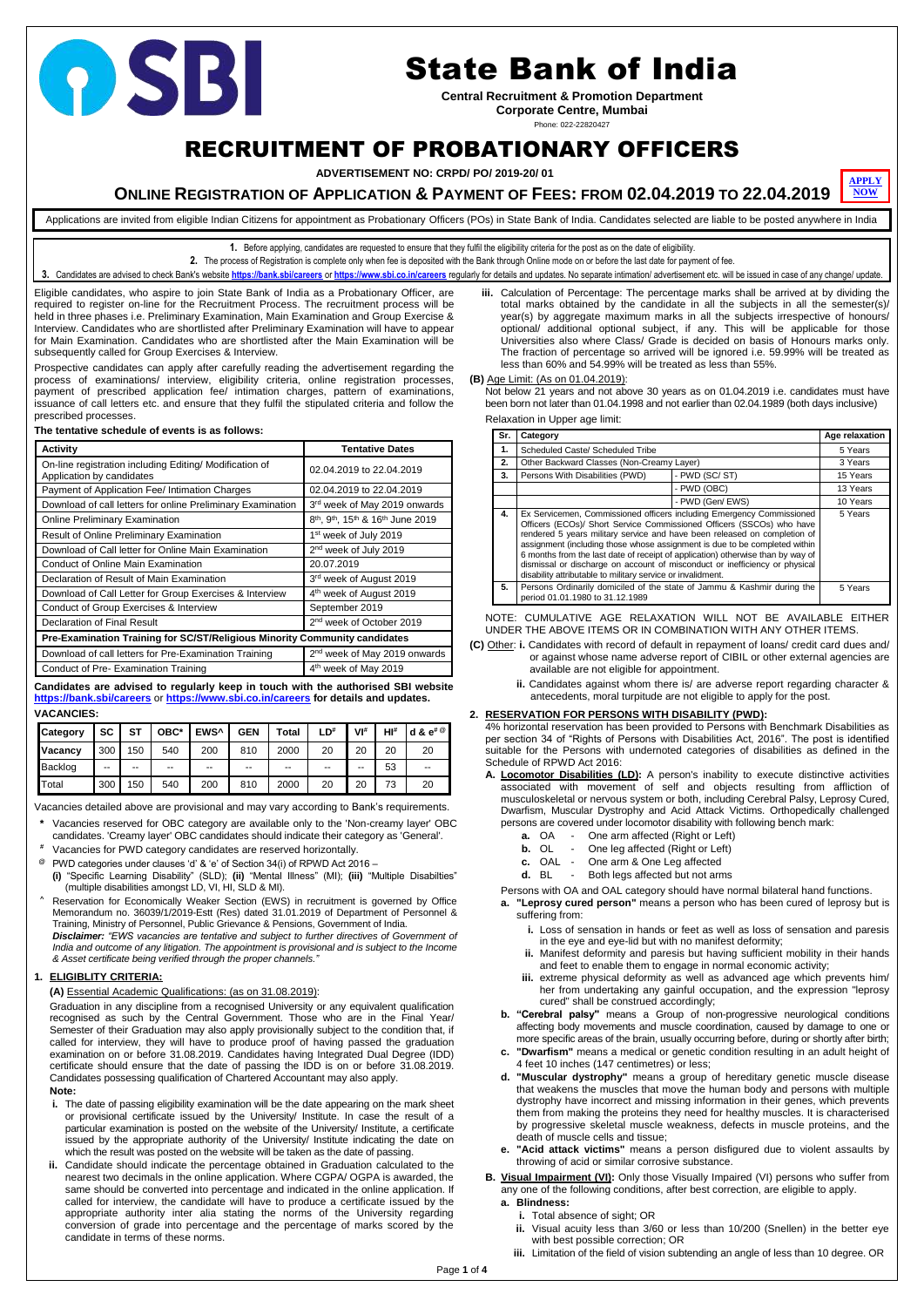# State Bank of India

**Central Recruitment & Promotion Department**
**Corporate Centre, Mumbai**
Phone: 022-22820427

# RECRUITMENT OF PROBATIONARY OFFICERS

**ADVERTISEMENT NO: CRPD/ PO/ 2019-20/ 01**

## ONLINE REGISTRATION OF APPLICATION & PAYMENT OF FEES: FROM 02.04.2019 TO 22.04.2019

**APPLY NOW**

Applications are invited from eligible Indian Citizens for appointment as Probationary Officers (POs) in State Bank of India. Candidates selected are liable to be posted anywhere in India

1. Before applying, candidates are requested to ensure that they fulfil the eligibility criteria for the post as on the date of eligibility.
2. The process of Registration is complete only when fee is deposited with the Bank through Online mode on or before the last date for payment of fee.
3. Candidates are advised to check Bank's website **https://bank.sbi/careers** or **https://www.sbi.co.in/careers** regularly for details and updates. No separate intimation/ advertisement etc. will be issued in case of any change/ update.

Eligible candidates, who aspire to join State Bank of India as a Probationary Officer, are required to register on-line for the Recruitment Process. The recruitment process will be held in three phases i.e. Preliminary Examination, Main Examination and Group Exercise & Interview. Candidates who are shortlisted after Preliminary Examination will have to appear for Main Examination. Candidates who are shortlisted after the Main Examination will be subsequently called for Group Exercises & Interview.

Prospective candidates can apply after carefully reading the advertisement regarding the process of examinations/ interview, eligibility criteria, online registration processes, payment of prescribed application fee/ intimation charges, pattern of examinations, issuance of call letters etc. and ensure that they fulfil the stipulated criteria and follow the prescribed processes.

**The tentative schedule of events is as follows:**

| Activity | Tentative Dates |
|---|---|
| On-line registration including Editing/ Modification of Application by candidates | 02.04.2019 to 22.04.2019 |
| Payment of Application Fee/ Intimation Charges | 02.04.2019 to 22.04.2019 |
| Download of call letters for online Preliminary Examination | 3rd week of May 2019 onwards |
| Online Preliminary Examination | 8th, 9th, 15th & 16th June 2019 |
| Result of Online Preliminary Examination | 1st week of July 2019 |
| Download of Call letter for Online Main Examination | 2nd week of July 2019 |
| Conduct of Online Main Examination | 20.07.2019 |
| Declaration of Result of Main Examination | 3rd week of August 2019 |
| Download of Call Letter for Group Exercises & Interview | 4th week of August 2019 |
| Conduct of Group Exercises & Interview | September 2019 |
| Declaration of Final Result | 2nd week of October 2019 |
| **Pre-Examination Training for SC/ST/Religious Minority Community candidates** | |
| Download of call letters for Pre-Examination Training | 2nd week of May 2019 onwards |
| Conduct of Pre- Examination Training | 4th week of May 2019 |

**Candidates are advised to regularly keep in touch with the authorised SBI website https://bank.sbi/careers or https://www.sbi.co.in/careers for details and updates.**

**VACANCIES:**

| Category | SC | ST | OBC* | EWS^ | GEN | Total | LD# | VI# | HI# | d & e#@ |
|---|---|---|---|---|---|---|---|---|---|---|
| Vacancy | 300 | 150 | 540 | 200 | 810 | 2000 | 20 | 20 | 20 | 20 |
| Backlog | -- | -- | -- | -- | -- | -- | -- | -- | 53 | -- |
| Total | 300 | 150 | 540 | 200 | 810 | 2000 | 20 | 20 | 73 | 20 |

Vacancies detailed above are provisional and may vary according to Bank's requirements.

- \* Vacancies reserved for OBC category are available only to the 'Non-creamy layer' OBC candidates. 'Creamy layer' OBC candidates should indicate their category as 'General'.
- \# Vacancies for PWD category candidates are reserved horizontally.
- @ PWD categories under clauses 'd' & 'e' of Section 34(i) of RPWD Act 2016 – **(i)** "Specific Learning Disability" (SLD); **(ii)** "Mental Illness" (MI); **(iii)** "Multiple Disabilties" (multiple disabilities amongst LD, VI, HI, SLD & MI).
- ^ Reservation for Economically Weaker Section (EWS) in recruitment is governed by Office Memorandum no. 36039/1/2019-Estt (Res) dated 31.01.2019 of Department of Personnel & Training, Ministry of Personnel, Public Grievance & Pensions, Government of India. ***Disclaimer:*** *"EWS vacancies are tentative and subject to further directives of Government of India and outcome of any litigation. The appointment is provisional and is subject to the Income & Asset certificate being verified through the proper channels."*

### 1. ELIGIBLITY CRITERIA:

**(A)** Essential Academic Qualifications: (as on 31.08.2019):

Graduation in any discipline from a recognised University or any equivalent qualification recognised as such by the Central Government. Those who are in the Final Year/ Semester of their Graduation may also apply provisionally subject to the condition that, if called for interview, they will have to produce proof of having passed the graduation examination on or before 31.08.2019. Candidates having Integrated Dual Degree (IDD) certificate should ensure that the date of passing the IDD is on or before 31.08.2019. Candidates possessing qualification of Chartered Accountant may also apply.

**Note:**

- **i.** The date of passing eligibility examination will be the date appearing on the mark sheet or provisional certificate issued by the University/ Institute. In case the result of a particular examination is posted on the website of the University/ Institute, a certificate issued by the appropriate authority of the University/ Institute indicating the date on which the result was posted on the website will be taken as the date of passing.
- **ii.** Candidate should indicate the percentage obtained in Graduation calculated to the nearest two decimals in the online application. Where CGPA/ OGPA is awarded, the same should be converted into percentage and indicated in the online application. If called for interview, the candidate will have to produce a certificate issued by the appropriate authority inter alia stating the norms of the University regarding conversion of grade into percentage and the percentage of marks scored by the candidate in terms of these norms.
- **iii.** Calculation of Percentage: The percentage marks shall be arrived at by dividing the total marks obtained by the candidate in all the subjects in all the semester(s)/ year(s) by aggregate maximum marks in all the subjects irrespective of honours/ optional/ additional optional subject, if any. This will be applicable for those Universities also where Class/ Grade is decided on basis of Honours marks only. The fraction of percentage so arrived will be ignored i.e. 59.99% will be treated as less than 60% and 54.99% will be treated as less than 55%.

**(B)** Age Limit: (As on 01.04.2019):

Not below 21 years and not above 30 years as on 01.04.2019 i.e. candidates must have been born not later than 01.04.1998 and not earlier than 02.04.1989 (both days inclusive)

Relaxation in Upper age limit:

| Sr. | Category | | Age relaxation |
|---|---|---|---|
| 1. | Scheduled Caste/ Scheduled Tribe | | 5 Years |
| 2. | Other Backward Classes (Non-Creamy Layer) | | 3 Years |
| 3. | Persons With Disabilities (PWD) | - PWD (SC/ ST) | 15 Years |
| | | - PWD (OBC) | 13 Years |
| | | - PWD (Gen/ EWS) | 10 Years |
| 4. | Ex Servicemen, Commissioned officers including Emergency Commissioned Officers (ECOs)/ Short Service Commissioned Officers (SSCOs) who have rendered 5 years military service and have been released on completion of assignment (including those whose assignment is due to be completed within 6 months from the last date of receipt of application) otherwise than by way of dismissal or discharge on account of misconduct or inefficiency or physical disability attributable to military service or invalidment. | | 5 Years |
| 5. | Persons Ordinarily domiciled of the state of Jammu & Kashmir during the period 01.01.1980 to 31.12.1989 | | 5 Years |

NOTE: CUMULATIVE AGE RELAXATION WILL NOT BE AVAILABLE EITHER UNDER THE ABOVE ITEMS OR IN COMBINATION WITH ANY OTHER ITEMS.

**(C)** Other: **i.** Candidates with record of default in repayment of loans/ credit card dues and/ or against whose name adverse report of CIBIL or other external agencies are available are not eligible for appointment.

**ii.** Candidates against whom there is/ are adverse report regarding character & antecedents, moral turpitude are not eligible to apply for the post.

### 2. RESERVATION FOR PERSONS WITH DISABILITY (PWD):

4% horizontal reservation has been provided to Persons with Benchmark Disabilities as per section 34 of "Rights of Persons with Disabilities Act, 2016". The post is identified suitable for the Persons with undernoted categories of disabilities as defined in the Schedule of RPWD Act 2016:

**A. Locomotor Disabilities (LD):** A person's inability to execute distinctive activities associated with movement of self and objects resulting from affliction of musculoskeletal or nervous system or both, including Cerebral Palsy, Leprosy Cured, Dwarfism, Muscular Dystrophy and Acid Attack Victims. Orthopedically challenged persons are covered under locomotor disability with following bench mark:

- **a.** OA - One arm affected (Right or Left)
- **b.** OL - One leg affected (Right or Left)
- **c.** OAL - One arm & One Leg affected
- **d.** BL - Both legs affected but not arms

Persons with OA and OAL category should have normal bilateral hand functions.

- **a. "Leprosy cured person"** means a person who has been cured of leprosy but is suffering from:
  - **i.** Loss of sensation in hands or feet as well as loss of sensation and paresis in the eye and eye-lid but with no manifest deformity;
  - **ii.** Manifest deformity and paresis but having sufficient mobility in their hands and feet to enable them to engage in normal economic activity;
  - **iii.** extreme physical deformity as well as advanced age which prevents him/ her from undertaking any gainful occupation, and the expression "leprosy cured" shall be construed accordingly;
- **b. "Cerebral palsy"** means a Group of non-progressive neurological conditions affecting body movements and muscle coordination, caused by damage to one or more specific areas of the brain, usually occurring before, during or shortly after birth;
- **c. "Dwarfism"** means a medical or genetic condition resulting in an adult height of 4 feet 10 inches (147 centimetres) or less;
- **d. "Muscular dystrophy"** means a group of hereditary genetic muscle disease that weakens the muscles that move the human body and persons with multiple dystrophy have incorrect and missing information in their genes, which prevents them from making the proteins they need for healthy muscles. It is characterised by progressive skeletal muscle weakness, defects in muscle proteins, and the death of muscle cells and tissue;
- **e. "Acid attack victims"** means a person disfigured due to violent assaults by throwing of acid or similar corrosive substance.

**B. Visual Impairment (VI):** Only those Visually Impaired (VI) persons who suffer from any one of the following conditions, after best correction, are eligible to apply.

**a. Blindness:**

- **i.** Total absence of sight; OR
- **ii.** Visual acuity less than 3/60 or less than 10/200 (Snellen) in the better eye with best possible correction; OR
- **iii.** Limitation of the field of vision subtending an angle of less than 10 degree. OR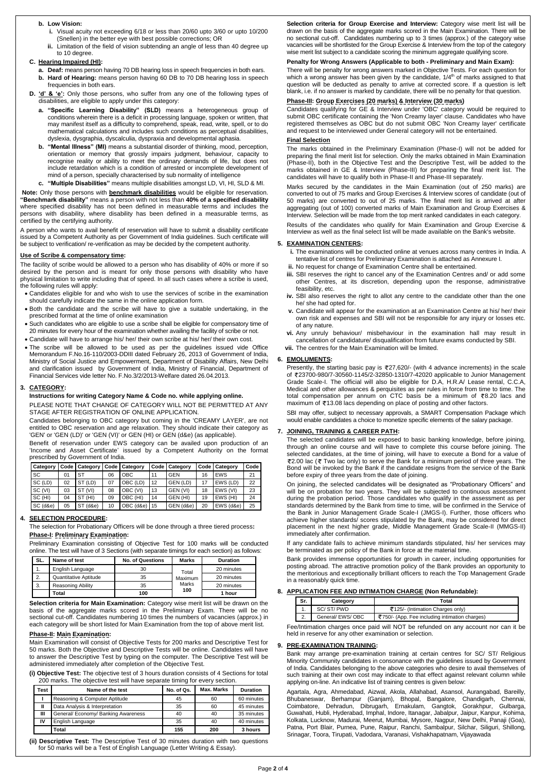**b. Low Vision:**

i. Visual acuity not exceeding 6/18 or less than 20/60 upto 3/60 or upto 10/200 (Snellen) in the better eye with best possible corrections; OR

ii. Limitation of the field of vision subtending an angle of less than 40 degree up to 10 degree.

**C. Hearing Impaired (HI):**

a. **Deaf:** means person having 70 DB hearing loss in speech frequencies in both ears.

b. **Hard of Hearing:** means person having 60 DB to 70 DB hearing loss in speech frequencies in both ears.

**D. 'd' & 'e':** Only those persons, who suffer from any one of the following types of disabilities, are eligible to apply under this category:

a. **"Specific Learning Disability" (SLD)** means a heterogeneous group of conditions wherein there is a deficit in processing language, spoken or written, that may manifest itself as a difficulty to comprehend, speak, read, write, spell, or to do mathematical calculations and includes such conditions as perceptual disabilities, dyslexia, dysgraphia, dyscalculia, dyspraxia and developmental aphasia.

b. **"Mental Illness" (MI)** means a substantial disorder of thinking, mood, perception, orientation or memory that grossly impairs judgment, behaviour, capacity to recognise reality or ability to meet the ordinary demands of life, but does not include retardation which is a condition of arrested or incomplete development of mind of a person, specially characterised by sub normality of intelligence

c. **"Multiple Disabilities"** means multiple disabilities amongst LD, VI, HI, SLD & MI.

**Note:** Only those persons with **benchmark disabilities** would be eligible for reservation. **"Benchmark disability"** means a person with not less than **40% of a specified disability** where specified disability has not been defined in measurable terms and includes the persons with disability, where disability has been defined in a measurable terms, as certified by the certifying authority.

A person who wants to avail benefit of reservation will have to submit a disability certificate issued by a Competent Authority as per Government of India guidelines. Such certificate will be subject to verification/ re-verification as may be decided by the competent authority.

**Use of Scribe & compensatory time:**

The facility of scribe would be allowed to a person who has disability of 40% or more if so desired by the person and is meant for only those persons with disability who have physical limitation to write including that of speed. In all such cases where a scribe is used, the following rules will apply:

- Candidates eligible for and who wish to use the services of scribe in the examination should carefully indicate the same in the online application form.
- Both the candidate and the scribe will have to give a suitable undertaking, in the prescribed format at the time of online examination
- Such candidates who are eligible to use a scribe shall be eligible for compensatory time of 20 minutes for every hour of the examination whether availing the facility of scribe or not.
- Candidate will have to arrange his/ her/ their own scribe at his/ her/ their own cost.
- The scribe will be allowed to be used as per the guidelines issued vide Office Memorandum F.No.16-110/2003-DDIII dated February 26, 2013 of Government of India, Ministry of Social Justice and Empowerment, Department of Disability Affairs, New Delhi and clarification issued by Government of India, Ministry of Financial, Department of Financial Services vide letter No. F.No.3/2/2013-Welfare dated 26.04.2013.

## 3. CATEGORY:

**Instructions for writing Category Name & Code no. while applying online.**

PLEASE NOTE THAT CHANGE OF CATEGORY WILL NOT BE PERMITTED AT ANY STAGE AFTER REGISTRATION OF ONLINE APPLICATION.

Candidates belonging to OBC category but coming in the 'CREAMY LAYER', are not entitled to OBC reservation and age relaxation. They should indicate their category as 'GEN' or 'GEN (LD)' or 'GEN (VI)' or GEN (HI) or GEN (d&e) (as applicable).

Benefit of reservation under EWS category can be availed upon production of an 'Income and Asset Certificate' issued by a Competent Authority on the format prescribed by Government of India.

| Category | Code | Category | Code | Category | Code | Category | Code | Category | Code |
|---|---|---|---|---|---|---|---|---|---|
| SC | 01 | ST | 06 | OBC | 11 | GEN | 16 | EWS | 21 |
| SC (LD) | 02 | ST (LD) | 07 | OBC (LD) | 12 | GEN (LD) | 17 | EWS (LD) | 22 |
| SC (VI) | 03 | ST (VI) | 08 | OBC (VI) | 13 | GEN (VI) | 18 | EWS (VI) | 23 |
| SC (HI) | 04 | ST (HI) | 09 | OBC (HI) | 14 | GEN (HI) | 19 | EWS (HI) | 24 |
| SC (d&e) | 05 | ST (d&e) | 10 | OBC (d&e) | 15 | GEN (d&e) | 20 | EWS (d&e) | 25 |

## 4. SELECTION PROCEDURE:

The selection for Probationary Officers will be done through a three tiered process:

**Phase-I: Preliminary Examination:**

Preliminary Examination consisting of Objective Test for 100 marks will be conducted online. The test will have of 3 Sections (with separate timings for each section) as follows:

| SL. | Name of test | No. of Questions | Marks | Duration |
|---|---|---|---|---|
| 1. | English Language | 30 | Total Maximum Marks 100 | 20 minutes |
| 2. | Quantitative Aptitude | 35 | | 20 minutes |
| 3. | Reasoning Ability | 35 | | 20 minutes |
| | Total | 100 | | 1 hour |

**Selection criteria for Main Examination:** Category wise merit list will be drawn on the basis of the aggregate marks scored in the Preliminary Exam. There will be no sectional cut-off. Candidates numbering 10 times the numbers of vacancies (approx.) in each category will be short listed for Main Examination from the top of above merit list.

**Phase-II: Main Examination:**

Main Examination will consist of Objective Tests for 200 marks and Descriptive Test for 50 marks. Both the Objective and Descriptive Tests will be online. Candidates will have to answer the Descriptive Test by typing on the computer. The Descriptive Test will be administered immediately after completion of the Objective Test.

**(i) Objective Test:** The objective test of 3 hours duration consists of 4 Sections for total 200 marks. The objective test will have separate timing for every section.

| Test | Name of the test | No. of Qs. | Max. Marks | Duration |
|---|---|---|---|---|
| I | Reasoning & Computer Aptitude | 45 | 60 | 60 minutes |
| II | Data Analysis & Interpretation | 35 | 60 | 45 minutes |
| III | General/ Economy/ Banking Awareness | 40 | 40 | 35 minutes |
| IV | English Language | 35 | 40 | 40 minutes |
| | Total | 155 | 200 | 3 hours |

**(ii) Descriptive Test:** The Descriptive Test of 30 minutes duration with two questions for 50 marks will be a Test of English Language (Letter Writing & Essay).

**Selection criteria for Group Exercise and Interview:** Category wise merit list will be drawn on the basis of the aggregate marks scored in the Main Examination. There will be no sectional cut-off. Candidates numbering up to 3 times (approx.) of the category wise vacancies will be shortlisted for the Group Exercise & Interview from the top of the category wise merit list subject to a candidate scoring the minimum aggregate qualifying score.

**Penalty for Wrong Answers (Applicable to both - Preliminary and Main Exam):**

There will be penalty for wrong answers marked in Objective Tests. For each question for which a wrong answer has been given by the candidate, 1/4th of marks assigned to that question will be deducted as penalty to arrive at corrected score. If a question is left blank, i.e. if no answer is marked by candidate, there will be no penalty for that question.

**Phase-III: Group Exercises (20 marks) & Interview (30 marks)**

Candidates qualifying for GE & Interview under 'OBC' category would be required to submit OBC certificate containing the 'Non Creamy layer' clause. Candidates who have registered themselves as OBC but do not submit OBC 'Non Creamy layer' certificate and request to be interviewed under General category will not be entertained.

**Final Selection**

The marks obtained in the Preliminary Examination (Phase-I) will not be added for preparing the final merit list for selection. Only the marks obtained in Main Examination (Phase-II), both in the Objective Test and the Descriptive Test, will be added to the marks obtained in GE & Interview (Phase-III) for preparing the final merit list. The candidates will have to qualify both in Phase-II and Phase-III separately.

Marks secured by the candidates in the Main Examination (out of 250 marks) are converted to out of 75 marks and Group Exercises & Interview scores of candidate (out of 50 marks) are converted to out of 25 marks. The final merit list is arrived at after aggregating (out of 100) converted marks of Main Examination and Group Exercises & Interview. Selection will be made from the top merit ranked candidates in each category.

Results of the candidates who qualify for Main Examination and Group Exercise & Interview as well as the final select list will be made available on the Bank's website.

## 5. EXAMINATION CENTERS:

i. The examinations will be conducted online at venues across many centres in India. A tentative list of centres for Preliminary Examination is attached as Annexure I.

ii. No request for change of Examination Centre shall be entertained.

iii. SBI reserves the right to cancel any of the Examination Centres and/ or add some other Centres, at its discretion, depending upon the response, administrative feasibility, etc.

iv. SBI also reserves the right to allot any centre to the candidate other than the one he/ she had opted for.

v. Candidate will appear for the examination at an Examination Centre at his/ her/ their own risk and expenses and SBI will not be responsible for any injury or losses etc. of any nature.

vi. Any unruly behaviour/ misbehaviour in the examination hall may result in cancellation of candidature/ disqualification from future exams conducted by SBI.

vii. The centres for the Main Examination will be limited.

## 6. EMOLUMENTS:

Presently, the starting basic pay is ₹27,620/- (with 4 advance increments) in the scale of ₹23700-980/7-30560-1145/2-32850-1310/7-42020 applicable to Junior Management Grade Scale-I. The official will also be eligible for D.A, H.R.A/ Lease rental, C.C.A, Medical and other allowances & perquisites as per rules in force from time to time. The total compensation per annum on CTC basis be a minimum of ₹8.20 lacs and maximum of ₹13.08 lacs depending on place of posting and other factors.

SBI may offer, subject to necessary approvals, a SMART Compensation Package which would enable candidates a choice to monetize specific elements of the salary package.

## 7. JOINING, TRAINING & CAREER PATH:

The selected candidates will be exposed to basic banking knowledge, before joining, through an online course and will have to complete this course before joining. The selected candidates, at the time of joining, will have to execute a Bond for a value of ₹2.00 lac (₹ Two lac only) to serve the Bank for a minimum period of three years. The Bond will be invoked by the Bank if the candidate resigns from the service of the Bank before expiry of three years from the date of joining.

On joining, the selected candidates will be designated as "Probationary Officers" and will be on probation for two years. They will be subjected to continuous assessment during the probation period. Those candidates who qualify in the assessment as per standards determined by the Bank from time to time, will be confirmed in the Service of the Bank in Junior Management Grade Scale-I (JMGS-I). Further, those officers who achieve higher standards/ scores stipulated by the Bank, may be considered for direct placement in the next higher grade, Middle Management Grade Scale-II (MMGS-II) immediately after confirmation.

If any candidate fails to achieve minimum standards stipulated, his/ her services may be terminated as per policy of the Bank in force at the material time.

Bank provides immense opportunities for growth in career, including opportunities for posting abroad. The attractive promotion policy of the Bank provides an opportunity to the meritorious and exceptionally brilliant officers to reach the Top Management Grade in a reasonably quick time.

## 8. APPLICATION FEE AND INTIMATION CHARGE (Non Refundable):

| Sr. | Category | Total |
|---|---|---|
| 1. | SC/ ST/ PWD | ₹125/- (Intimation Charges only) |
| 2. | General/ EWS/ OBC | ₹750/- (App. Fee including intimation charges) |

Fee/Intimation charges once paid will NOT be refunded on any account nor can it be held in reserve for any other examination or selection.

## 9. PRE-EXAMINATION TRAINING:

Bank may arrange pre-examination training at certain centres for SC/ ST/ Religious Minority Community candidates in consonance with the guidelines issued by Government of India. Candidates belonging to the above categories who desire to avail themselves of such training at their own cost may indicate to that effect against relevant column while applying on-line. An indicative list of training centres is given below:

Agartala, Agra, Ahmedabad, Aizwal, Akola, Allahabad, Asansol, Aurangabad, Bareilly, Bhubaneswar, Berhampur (Ganjam), Bhopal, Bangalore, Chandigarh, Chennai, Coimbatore, Dehradun, Dibrugarh, Ernakulam, Gangtok, Gorakhpur, Gulbarga, Guwahati, Hubli, Hyderabad, Imphal, Indore, Itanagar, Jabalpur, Jaipur, Kanpur, Kohima, Kolkata, Lucknow, Madurai, Meerut, Mumbai, Mysore, Nagpur, New Delhi, Panaji (Goa), Patna, Port Blair, Purnea, Pune, Raipur, Ranchi, Sambalpur, Silchar, Siliguri, Shillong, Srinagar, Toora, Tirupati, Vadodara, Varanasi, Vishakhapatnam, Vijayawada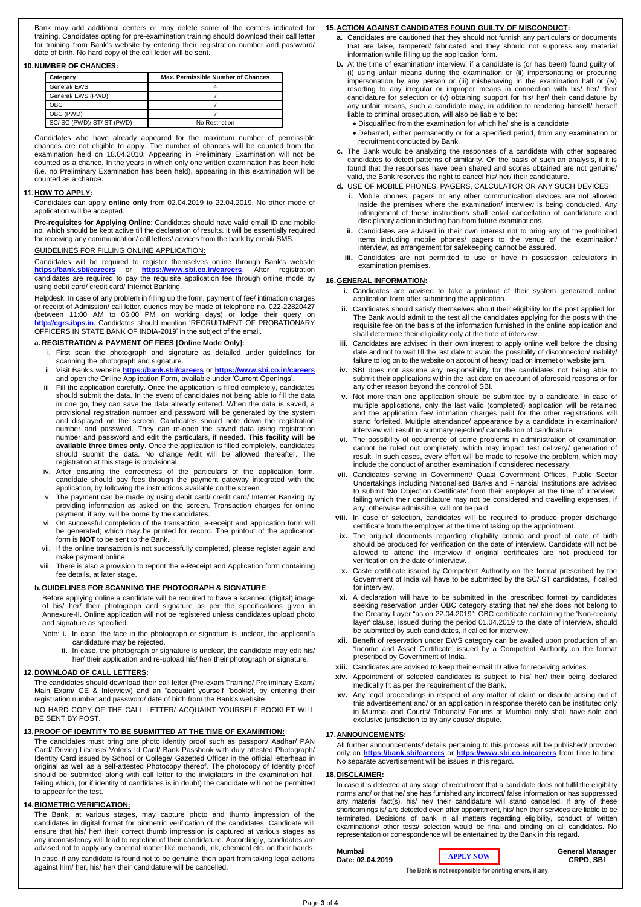Bank may add additional centers or may delete some of the centers indicated for training. Candidates opting for pre-examination training should download their call letter for training from Bank's website by entering their registration number and password/ date of birth. No hard copy of the call letter will be sent.

## 10. NUMBER OF CHANCES:

| Category | Max. Permissible Number of Chances |
|---|---|
| General/ EWS | 4 |
| General/ EWS (PWD) | 7 |
| OBC | 7 |
| OBC (PWD) | 7 |
| SC/ SC (PWD)/ ST/ ST (PWD) | No Restriction |

Candidates who have already appeared for the maximum number of permissible chances are not eligible to apply. The number of chances will be counted from the examination held on 18.04.2010. Appearing in Preliminary Examination will not be counted as a chance. In the years in which only one written examination has been held (i.e. no Preliminary Examination has been held), appearing in this examination will be counted as a chance.

## 11. HOW TO APPLY:

Candidates can apply **online only** from 02.04.2019 to 22.04.2019. No other mode of application will be accepted.

**Pre-requisites for Applying Online**: Candidates should have valid email ID and mobile no. which should be kept active till the declaration of results. It will be essentially required for receiving any communication/ call letters/ advices from the bank by email/ SMS.

GUIDELINES FOR FILLING ONLINE APPLICATION:

Candidates will be required to register themselves online through Bank's website **https://bank.sbi/careers** or **https://www.sbi.co.in/careers**. After registration candidates are required to pay the requisite application fee through online mode by using debit card/ credit card/ Internet Banking.

Helpdesk: In case of any problem in filling up the form, payment of fee/ intimation charges or receipt of Admission/ call letter, queries may be made at telephone no. 022-22820427 (between 11:00 AM to 06:00 PM on working days) or lodge their query on **http://cgrs.ibps.in**. Candidates should mention 'RECRUITMENT OF PROBATIONARY OFFICERS IN STATE BANK OF INDIA-2019' in the subject of the email.

### a. REGISTRATION & PAYMENT OF FEES [Online Mode Only]:

i. First scan the photograph and signature as detailed under guidelines for scanning the photograph and signature.

ii. Visit Bank's website **https://bank.sbi/careers** or **https://www.sbi.co.in/careers** and open the Online Application Form, available under 'Current Openings'.

iii. Fill the application carefully. Once the application is filled completely, candidates should submit the data. In the event of candidates not being able to fill the data in one go, they can save the data already entered. When the data is saved, a provisional registration number and password will be generated by the system and displayed on the screen. Candidates should note down the registration number and password. They can re-open the saved data using registration number and password and edit the particulars, if needed. **This facility will be available three times only**. Once the application is filled completely, candidates should submit the data. No change /edit will be allowed thereafter. The registration at this stage is provisional.

iv. After ensuring the correctness of the particulars of the application form, candidate should pay fees through the payment gateway integrated with the application, by following the instructions available on the screen.

v. The payment can be made by using debit card/ credit card/ Internet Banking by providing information as asked on the screen. Transaction charges for online payment, if any, will be borne by the candidates.

vi. On successful completion of the transaction, e-receipt and application form will be generated; which may be printed for record. The printout of the application form is **NOT** to be sent to the Bank.

vii. If the online transaction is not successfully completed, please register again and make payment online.

viii. There is also a provision to reprint the e-Receipt and Application form containing fee details, at later stage.

### b. GUIDELINES FOR SCANNING THE PHOTOGRAPH & SIGNATURE

Before applying online a candidate will be required to have a scanned (digital) image of his/ her/ their photograph and signature as per the specifications given in Annexure-II. Online application will not be registered unless candidates upload photo and signature as specified.

Note: **i.** In case, the face in the photograph or signature is unclear, the applicant's candidature may be rejected.

**ii.** In case, the photograph or signature is unclear, the candidate may edit his/ her/ their application and re-upload his/ her/ their photograph or signature.

## 12. DOWNLOAD OF CALL LETTERS:

The candidates should download their call letter (Pre-exam Training/ Preliminary Exam/ Main Exam/ GE & Interview) and an "acquaint yourself "booklet, by entering their registration number and password/ date of birth from the Bank's website.

NO HARD COPY OF THE CALL LETTER/ ACQUAINT YOURSELF BOOKLET WILL BE SENT BY POST.

## 13. PROOF OF IDENTITY TO BE SUBMITTED AT THE TIME OF EXAMINTION:

The candidates must bring one photo identity proof such as passport/ Aadhar/ PAN Card/ Driving License/ Voter's Id Card/ Bank Passbook with duly attested Photograph/ Identity Card issued by School or College/ Gazetted Officer in the official letterhead in original as well as a self-attested Photocopy thereof. The photocopy of Identity proof should be submitted along with call letter to the invigilators in the examination hall, failing which, (or if identity of candidates is in doubt) the candidate will not be permitted to appear for the test.

## 14. BIOMETRIC VERIFICATION:

The Bank, at various stages, may capture photo and thumb impression of the candidates in digital format for biometric verification of the candidates. Candidate will ensure that his/ her/ their correct thumb impression is captured at various stages as any inconsistency will lead to rejection of their candidature. Accordingly, candidates are advised not to apply any external matter like mehandi, ink, chemical etc. on their hands.

In case, if any candidate is found not to be genuine, then apart from taking legal actions against him/ her, his/ her/ their candidature will be cancelled.

## 15. ACTION AGAINST CANDIDATES FOUND GUILTY OF MISCONDUCT:

**a.** Candidates are cautioned that they should not furnish any particulars or documents that are false, tampered/ fabricated and they should not suppress any material information while filling up the application form.

**b.** At the time of examination/ interview, if a candidate is (or has been) found guilty of: (i) using unfair means during the examination or (ii) impersonating or procuring impersonation by any person or (iii) misbehaving in the examination hall or (iv) resorting to any irregular or improper means in connection with his/ her/ their candidature for selection or (v) obtaining support for his/ her/ their candidature by any unfair means, such a candidate may, in addition to rendering himself/ herself liable to criminal prosecution, will also be liable to be:

- Disqualified from the examination for which he/ she is a candidate
- Debarred, either permanently or for a specified period, from any examination or recruitment conducted by Bank.

**c.** The Bank would be analyzing the responses of a candidate with other appeared candidates to detect patterns of similarity. On the basis of such an analysis, if it is found that the responses have been shared and scores obtained are not genuine/ valid, the Bank reserves the right to cancel his/ her/ their candidature.

**d.** USE OF MOBILE PHONES, PAGERS, CALCULATOR OR ANY SUCH DEVICES:

**i.** Mobile phones, pagers or any other communication devices are not allowed inside the premises where the examination/ interview is being conducted. Any infringement of these instructions shall entail cancellation of candidature and disciplinary action including ban from future examinations.

**ii.** Candidates are advised in their own interest not to bring any of the prohibited items including mobile phones/ pagers to the venue of the examination/ interview, as arrangement for safekeeping cannot be assured.

**iii.** Candidates are not permitted to use or have in possession calculators in examination premises.

## 16. GENERAL INFORMATION:

**i.** Candidates are advised to take a printout of their system generated online application form after submitting the application.

**ii.** Candidates should satisfy themselves about their eligibility for the post applied for. The Bank would admit to the test all the candidates applying for the posts with the requisite fee on the basis of the information furnished in the online application and shall determine their eligibility only at the time of interview.

**iii.** Candidates are advised in their own interest to apply online well before the closing date and not to wait till the last date to avoid the possibility of disconnection/ inability/ failure to log on to the website on account of heavy load on internet or website jam.

**iv.** SBI does not assume any responsibility for the candidates not being able to submit their applications within the last date on account of aforesaid reasons or for any other reason beyond the control of SBI.

**v.** Not more than one application should be submitted by a candidate. In case of multiple applications, only the last valid (completed) application will be retained and the application fee/ intimation charges paid for the other registrations will stand forfeited. Multiple attendance/ appearance by a candidate in examination/ interview will result in summary rejection/ cancellation of candidature.

**vi.** The possibility of occurrence of some problems in administration of examination cannot be ruled out completely, which may impact test delivery/ generation of result. In such cases, every effort will be made to resolve the problem, which may include the conduct of another examination if considered necessary.

**vii.** Candidates serving in Government/ Quasi Government Offices, Public Sector Undertakings including Nationalised Banks and Financial Institutions are advised to submit 'No Objection Certificate' from their employer at the time of interview, failing which their candidature may not be considered and travelling expenses, if any, otherwise admissible, will not be paid.

**viii.** In case of selection, candidates will be required to produce proper discharge certificate from the employer at the time of taking up the appointment.

**ix.** The original documents regarding eligibility criteria and proof of date of birth should be produced for verification on the date of interview. Candidate will not be allowed to attend the interview if original certificates are not produced for verification on the date of interview.

**x.** Caste certificate issued by Competent Authority on the format prescribed by the Government of India will have to be submitted by the SC/ ST candidates, if called for interview.

**xi.** A declaration will have to be submitted in the prescribed format by candidates seeking reservation under OBC category stating that he/ she does not belong to the Creamy Layer "as on 22.04.2019". OBC certificate containing the 'Non-creamy layer' clause, issued during the period 01.04.2019 to the date of interview, should be submitted by such candidates, if called for interview.

**xii.** Benefit of reservation under EWS category can be availed upon production of an 'Income and Asset Certificate' issued by a Competent Authority on the format prescribed by Government of India.

**xiii.** Candidates are advised to keep their e-mail ID alive for receiving advices.

**xiv.** Appointment of selected candidates is subject to his/ her/ their being declared medically fit as per the requirement of the Bank.

**xv.** Any legal proceedings in respect of any matter of claim or dispute arising out of this advertisement and/ or an application in response thereto can be instituted only in Mumbai and Courts/ Tribunals/ Forums at Mumbai only shall have sole and exclusive jurisdiction to try any cause/ dispute.

## 17. ANNOUNCEMENTS:

All further announcements/ details pertaining to this process will be published/ provided only on **https://bank.sbi/careers** or **https://www.sbi.co.in/careers** from time to time. No separate advertisement will be issues in this regard.

## 18. DISCLAIMER:

In case it is detected at any stage of recruitment that a candidate does not fulfil the eligibility norms and/ or that he/ she has furnished any incorrect/ false information or has suppressed any material fact(s), his/ her/ their candidature will stand cancelled. If any of these shortcomings is/ are detected even after appointment, his/ her/ their services are liable to be terminated. Decisions of bank in all matters regarding eligibility, conduct of written examinations/ other tests/ selection would be final and binding on all candidates. No representation or correspondence will be entertained by the Bank in this regard.

**Mumbai**
**Date: 02.04.2019**

**APPLY NOW**

**General Manager**
**CRPD, SBI**

**The Bank is not responsible for printing errors, if any**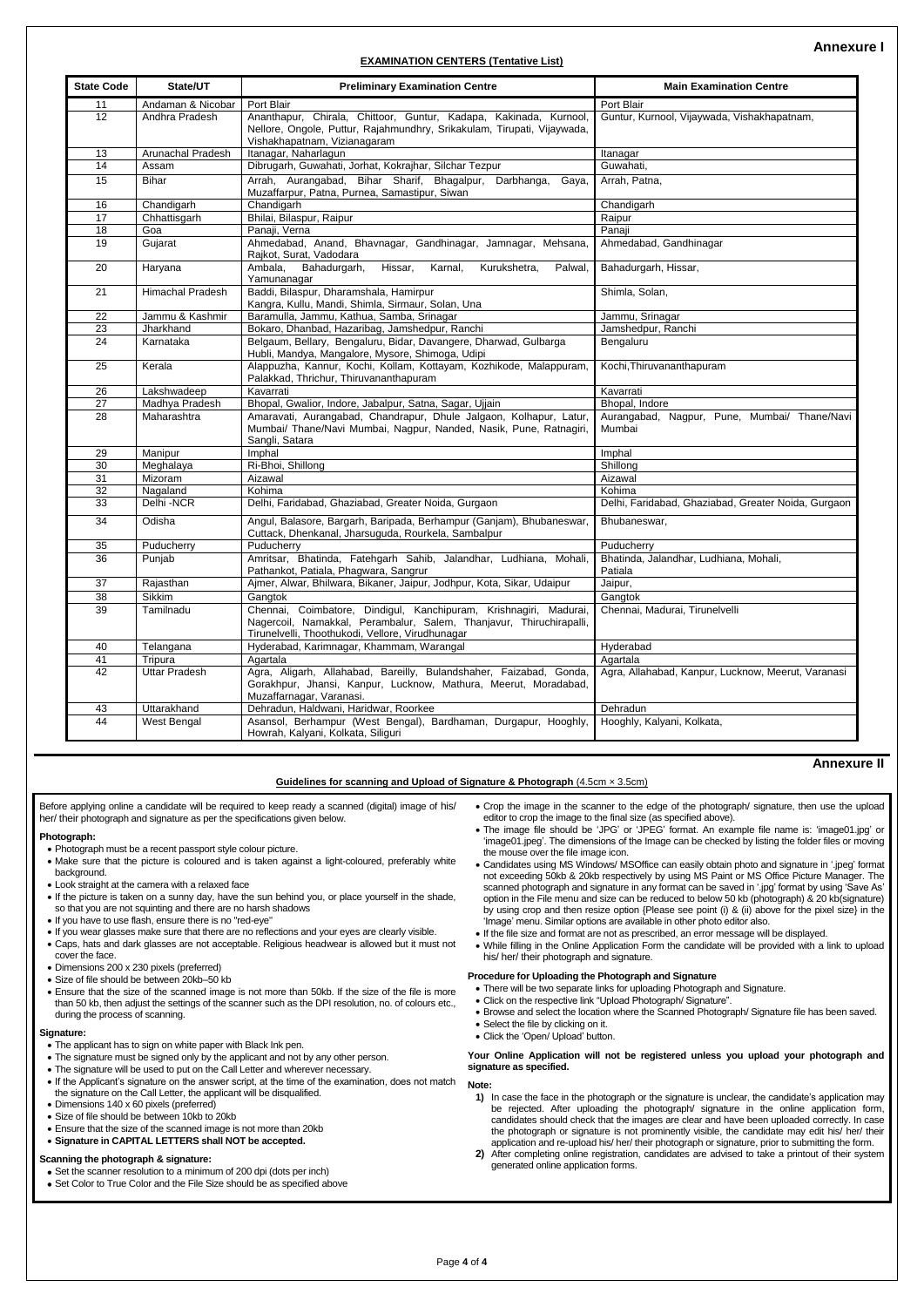# Annexure I

**EXAMINATION CENTERS (Tentative List)**

| State Code | State/UT | Preliminary Examination Centre | Main Examination Centre |
|---|---|---|---|
| 11 | Andaman & Nicobar | Port Blair | Port Blair |
| 12 | Andhra Pradesh | Ananthapur, Chirala, Chittoor, Guntur, Kadapa, Kakinada, Kurnool, Nellore, Ongole, Puttur, Rajahmundhry, Srikakulam, Tirupati, Vijaywada, Vishakhapatnam, Vizianagaram | Guntur, Kurnool, Vijaywada, Vishakhapatnam, |
| 13 | Arunachal Pradesh | Itanagar, Naharlagun | Itanagar |
| 14 | Assam | Dibrugarh, Guwahati, Jorhat, Kokrajhar, Silchar Tezpur | Guwahati, |
| 15 | Bihar | Arrah, Aurangabad, Bihar Sharif, Bhagalpur, Darbhanga, Gaya, Muzaffarpur, Patna, Purnea, Samastipur, Siwan | Arrah, Patna, |
| 16 | Chandigarh | Chandigarh | Chandigarh |
| 17 | Chhattisgarh | Bhilai, Bilaspur, Raipur | Raipur |
| 18 | Goa | Panaji, Verna | Panaji |
| 19 | Gujarat | Ahmedabad, Anand, Bhavnagar, Gandhinagar, Jamnagar, Mehsana, Rajkot, Surat, Vadodara | Ahmedabad, Gandhinagar |
| 20 | Haryana | Ambala, Bahadurgarh, Hissar, Karnal, Kurukshetra, Palwal, Yamunanagar | Bahadurgarh, Hissar, |
| 21 | Himachal Pradesh | Baddi, Bilaspur, Dharamshala, Hamirpur Kangra, Kullu, Mandi, Shimla, Sirmaur, Solan, Una | Shimla, Solan, |
| 22 | Jammu & Kashmir | Baramulla, Jammu, Kathua, Samba, Srinagar | Jammu, Srinagar |
| 23 | Jharkhand | Bokaro, Dhanbad, Hazaribag, Jamshedpur, Ranchi | Jamshedpur, Ranchi |
| 24 | Karnataka | Belgaum, Bellary, Bengaluru, Bidar, Davangere, Dharwad, Gulbarga Hubli, Mandya, Mangalore, Mysore, Shimoga, Udipi | Bengaluru |
| 25 | Kerala | Alappuzha, Kannur, Kochi, Kollam, Kottayam, Kozhikode, Malappuram, Palakkad, Thrichur, Thiruvananthapuram | Kochi,Thiruvananthapuram |
| 26 | Lakshwadeep | Kavarrati | Kavarrati |
| 27 | Madhya Pradesh | Bhopal, Gwalior, Indore, Jabalpur, Satna, Sagar, Ujjain | Bhopal, Indore |
| 28 | Maharashtra | Amaravati, Aurangabad, Chandrapur, Dhule Jalgaon, Kolhapur, Latur, Mumbai/ Thane/Navi Mumbai, Nagpur, Nanded, Nasik, Pune, Ratnagiri, Sangli, Satara | Aurangabad, Nagpur, Pune, Mumbai/ Thane/Navi Mumbai |
| 29 | Manipur | Imphal | Imphal |
| 30 | Meghalaya | Ri-Bhoi, Shillong | Shillong |
| 31 | Mizoram | Aizawal | Aizawal |
| 32 | Nagaland | Kohima | Kohima |
| 33 | Delhi -NCR | Delhi, Faridabad, Ghaziabad, Greater Noida, Gurgaon | Delhi, Faridabad, Ghaziabad, Greater Noida, Gurgaon |
| 34 | Odisha | Angul, Balasore, Bargarh, Baripada, Berhampur (Ganjam), Bhubaneswar, Cuttack, Dhenkanal, Jharsuguda, Rourkela, Sambalpur | Bhubaneswar, |
| 35 | Puducherry | Puducherry | Puducherry |
| 36 | Punjab | Amritsar, Bhatinda, Fatehgarh Sahib, Jalandhar, Ludhiana, Mohali, Pathankot, Patiala, Phagwara, Sangrur | Bhatinda, Jalandhar, Ludhiana, Mohali, Patiala |
| 37 | Rajasthan | Ajmer, Alwar, Bhilwara, Bikaner, Jaipur, Jodhpur, Kota, Sikar, Udaipur | Jaipur, |
| 38 | Sikkim | Gangtok | Gangtok |
| 39 | Tamilnadu | Chennai, Coimbatore, Dindigul, Kanchipuram, Krishnagiri, Madurai, Nagercoil, Namakkal, Perambalur, Salem, Thanjavur, Thiruchirapalli, Tirunelvelli, Thoothukodi, Vellore, Virudhunagar | Chennai, Madurai, Tirunelvelli |
| 40 | Telangana | Hyderabad, Karimnagar, Khammam, Warangal | Hyderabad |
| 41 | Tripura | Agartala | Agartala |
| 42 | Uttar Pradesh | Agra, Aligarh, Allahabad, Bareilly, Bulandshaher, Faizabad, Gonda, Gorakhpur, Jhansi, Kanpur, Lucknow, Mathura, Meerut, Moradabad, Muzaffarnagar, Varanasi. | Agra, Allahabad, Kanpur, Lucknow, Meerut, Varanasi |
| 43 | Uttarakhand | Dehradun, Haldwani, Haridwar, Roorkee | Dehradun |
| 44 | West Bengal | Asansol, Berhampur (West Bengal), Bardhaman, Durgapur, Hooghly, Howrah, Kalyani, Kolkata, Siliguri | Hooghly, Kalyani, Kolkata, |

# Annexure II

**Guidelines for scanning and Upload of Signature & Photograph** (4.5cm × 3.5cm)

Before applying online a candidate will be required to keep ready a scanned (digital) image of his/ her/ their photograph and signature as per the specifications given below.

**Photograph:**

- Photograph must be a recent passport style colour picture.
- Make sure that the picture is coloured and is taken against a light-coloured, preferably white background.
- Look straight at the camera with a relaxed face
- If the picture is taken on a sunny day, have the sun behind you, or place yourself in the shade, so that you are not squinting and there are no harsh shadows
- If you have to use flash, ensure there is no "red-eye"
- If you wear glasses make sure that there are no reflections and your eyes are clearly visible.
- Caps, hats and dark glasses are not acceptable. Religious headwear is allowed but it must not cover the face.
- Dimensions 200 x 230 pixels (preferred)
- Size of file should be between 20kb–50 kb
- Ensure that the size of the scanned image is not more than 50kb. If the size of the file is more than 50 kb, then adjust the settings of the scanner such as the DPI resolution, no. of colours etc., during the process of scanning.

**Signature:**

- The applicant has to sign on white paper with Black Ink pen.
- The signature must be signed only by the applicant and not by any other person.
- The signature will be used to put on the Call Letter and wherever necessary.
- If the Applicant's signature on the answer script, at the time of the examination, does not match the signature on the Call Letter, the applicant will be disqualified.
- Dimensions 140 x 60 pixels (preferred)
- Size of file should be between 10kb to 20kb
- Ensure that the size of the scanned image is not more than 20kb
- **Signature in CAPITAL LETTERS shall NOT be accepted.**

**Scanning the photograph & signature:**

- Set the scanner resolution to a minimum of 200 dpi (dots per inch)
- Set Color to True Color and the File Size should be as specified above
- Crop the image in the scanner to the edge of the photograph/ signature, then use the upload editor to crop the image to the final size (as specified above).
- The image file should be 'JPG' or 'JPEG' format. An example file name is: 'image01.jpg' or 'image01.jpeg'. The dimensions of the Image can be checked by listing the folder files or moving the mouse over the file image icon.
- Candidates using MS Windows/ MSOffice can easily obtain photo and signature in '.jpeg' format not exceeding 50kb & 20kb respectively by using MS Paint or MS Office Picture Manager. The scanned photograph and signature in any format can be saved in '.jpg' format by using 'Save As' option in the File menu and size can be reduced to below 50 kb (photograph) & 20 kb(signature) by using crop and then resize option {Please see point (i) & (ii) above for the pixel size} in the 'Image' menu. Similar options are available in other photo editor also.
- If the file size and format are not as prescribed, an error message will be displayed.
- While filling in the Online Application Form the candidate will be provided with a link to upload his/ her/ their photograph and signature.

**Procedure for Uploading the Photograph and Signature**

- There will be two separate links for uploading Photograph and Signature.
- Click on the respective link "Upload Photograph/ Signature".
- Browse and select the location where the Scanned Photograph/ Signature file has been saved.
- Select the file by clicking on it.
- Click the 'Open/ Upload' button.

**Your Online Application will not be registered unless you upload your photograph and signature as specified.**

**Note:**

1) In case the face in the photograph or the signature is unclear, the candidate's application may be rejected. After uploading the photograph/ signature in the online application form, candidates should check that the images are clear and have been uploaded correctly. In case the photograph or signature is not prominently visible, the candidate may edit his/ her/ their application and re-upload his/ her/ their photograph or signature, prior to submitting the form.
2) After completing online registration, candidates are advised to take a printout of their system generated online application forms.